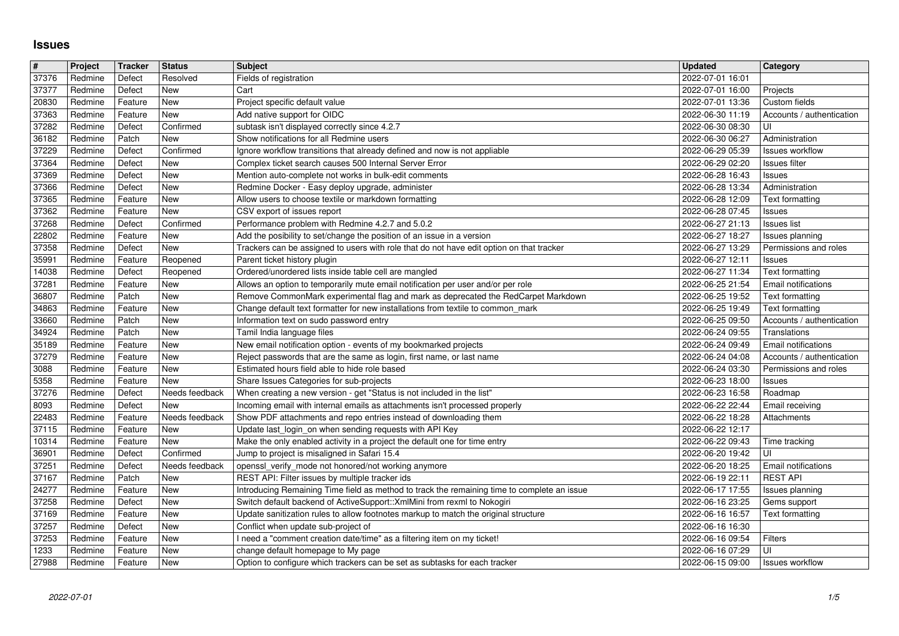# Issues

| # | Project | Tracker | Status | Subject | Updated | Category |
|---|---|---|---|---|---|---|
| 37376 | Redmine | Defect | Resolved | Fields of registration | 2022-07-01 16:01 | |
| 37377 | Redmine | Defect | New | Cart | 2022-07-01 16:00 | Projects |
| 20830 | Redmine | Feature | New | Project specific default value | 2022-07-01 13:36 | Custom fields |
| 37363 | Redmine | Feature | New | Add native support for OIDC | 2022-06-30 11:19 | Accounts / authentication |
| 37282 | Redmine | Defect | Confirmed | subtask isn't displayed correctly since 4.2.7 | 2022-06-30 08:30 | UI |
| 36182 | Redmine | Patch | New | Show notifications for all Redmine users | 2022-06-30 06:27 | Administration |
| 37229 | Redmine | Defect | Confirmed | Ignore workflow transitions that already defined and now is not appliable | 2022-06-29 05:39 | Issues workflow |
| 37364 | Redmine | Defect | New | Complex ticket search causes 500 Internal Server Error | 2022-06-29 02:20 | Issues filter |
| 37369 | Redmine | Defect | New | Mention auto-complete not works in bulk-edit comments | 2022-06-28 16:43 | Issues |
| 37366 | Redmine | Defect | New | Redmine Docker - Easy deploy upgrade, administer | 2022-06-28 13:34 | Administration |
| 37365 | Redmine | Feature | New | Allow users to choose textile or markdown formatting | 2022-06-28 12:09 | Text formatting |
| 37362 | Redmine | Feature | New | CSV export of issues report | 2022-06-28 07:45 | Issues |
| 37268 | Redmine | Defect | Confirmed | Performance problem with Redmine 4.2.7 and 5.0.2 | 2022-06-27 21:13 | Issues list |
| 22802 | Redmine | Feature | New | Add the posibility to set/change the position of an issue in a version | 2022-06-27 18:27 | Issues planning |
| 37358 | Redmine | Defect | New | Trackers can be assigned to users with role that do not have edit option on that tracker | 2022-06-27 13:29 | Permissions and roles |
| 35991 | Redmine | Feature | Reopened | Parent ticket history plugin | 2022-06-27 12:11 | Issues |
| 14038 | Redmine | Defect | Reopened | Ordered/unordered lists inside table cell are mangled | 2022-06-27 11:34 | Text formatting |
| 37281 | Redmine | Feature | New | Allows an option to temporarily mute email notification per user and/or per role | 2022-06-25 21:54 | Email notifications |
| 36807 | Redmine | Patch | New | Remove CommonMark experimental flag and mark as deprecated the RedCarpet Markdown | 2022-06-25 19:52 | Text formatting |
| 34863 | Redmine | Feature | New | Change default text formatter for new installations from textile to common_mark | 2022-06-25 19:49 | Text formatting |
| 33660 | Redmine | Patch | New | Information text on sudo password entry | 2022-06-25 09:50 | Accounts / authentication |
| 34924 | Redmine | Patch | New | Tamil India language files | 2022-06-24 09:55 | Translations |
| 35189 | Redmine | Feature | New | New email notification option - events of my bookmarked projects | 2022-06-24 09:49 | Email notifications |
| 37279 | Redmine | Feature | New | Reject passwords that are the same as login, first name, or last name | 2022-06-24 04:08 | Accounts / authentication |
| 3088 | Redmine | Feature | New | Estimated hours field able to hide role based | 2022-06-24 03:30 | Permissions and roles |
| 5358 | Redmine | Feature | New | Share Issues Categories for sub-projects | 2022-06-23 18:00 | Issues |
| 37276 | Redmine | Defect | Needs feedback | When creating a new version - get "Status is not included in the list" | 2022-06-23 16:58 | Roadmap |
| 8093 | Redmine | Defect | New | Incoming email with internal emails as attachments isn't processed properly | 2022-06-22 22:44 | Email receiving |
| 22483 | Redmine | Feature | Needs feedback | Show PDF attachments and repo entries instead of downloading them | 2022-06-22 18:28 | Attachments |
| 37115 | Redmine | Feature | New | Update last_login_on when sending requests with API Key | 2022-06-22 12:17 | |
| 10314 | Redmine | Feature | New | Make the only enabled activity in a project the default one for time entry | 2022-06-22 09:43 | Time tracking |
| 36901 | Redmine | Defect | Confirmed | Jump to project is misaligned in Safari 15.4 | 2022-06-20 19:42 | UI |
| 37251 | Redmine | Defect | Needs feedback | openssl_verify_mode not honored/not working anymore | 2022-06-20 18:25 | Email notifications |
| 37167 | Redmine | Patch | New | REST API: Filter issues by multiple tracker ids | 2022-06-19 22:11 | REST API |
| 24277 | Redmine | Feature | New | Introducing Remaining Time field as method to track the remaining time to complete an issue | 2022-06-17 17:55 | Issues planning |
| 37258 | Redmine | Defect | New | Switch default backend of ActiveSupport::XmlMini from rexml to Nokogiri | 2022-06-16 23:25 | Gems support |
| 37169 | Redmine | Feature | New | Update sanitization rules to allow footnotes markup to match the original structure | 2022-06-16 16:57 | Text formatting |
| 37257 | Redmine | Defect | New | Conflict when update sub-project of | 2022-06-16 16:30 | |
| 37253 | Redmine | Feature | New | I need a "comment creation date/time" as a filtering item on my ticket! | 2022-06-16 09:54 | Filters |
| 1233 | Redmine | Feature | New | change default homepage to My page | 2022-06-16 07:29 | UI |
| 27988 | Redmine | Feature | New | Option to configure which trackers can be set as subtasks for each tracker | 2022-06-15 09:00 | Issues workflow |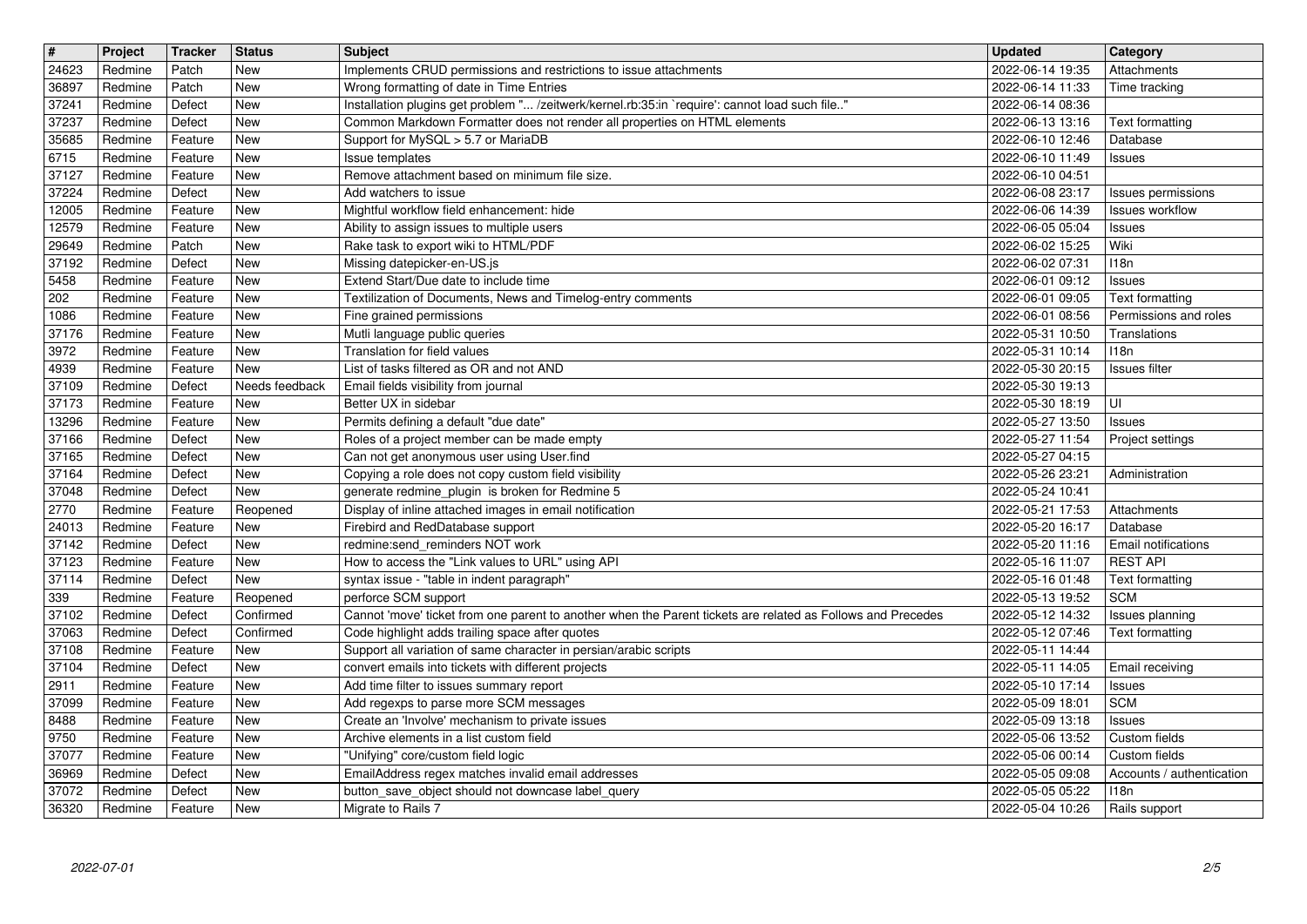| # | Project | Tracker | Status | Subject | Updated | Category |
|---|---|---|---|---|---|---|
| 24623 | Redmine | Patch | New | Implements CRUD permissions and restrictions to issue attachments | 2022-06-14 19:35 | Attachments |
| 36897 | Redmine | Patch | New | Wrong formatting of date in Time Entries | 2022-06-14 11:33 | Time tracking |
| 37241 | Redmine | Defect | New | Installation plugins get problem "... /zeitwerk/kernel.rb:35:in `require': cannot load such file.." | 2022-06-14 08:36 | |
| 37237 | Redmine | Defect | New | Common Markdown Formatter does not render all properties on HTML elements | 2022-06-13 13:16 | Text formatting |
| 35685 | Redmine | Feature | New | Support for MySQL > 5.7 or MariaDB | 2022-06-10 12:46 | Database |
| 6715 | Redmine | Feature | New | Issue templates | 2022-06-10 11:49 | Issues |
| 37127 | Redmine | Feature | New | Remove attachment based on minimum file size. | 2022-06-10 04:51 | |
| 37224 | Redmine | Defect | New | Add watchers to issue | 2022-06-08 23:17 | Issues permissions |
| 12005 | Redmine | Feature | New | Mightful workflow field enhancement: hide | 2022-06-06 14:39 | Issues workflow |
| 12579 | Redmine | Feature | New | Ability to assign issues to multiple users | 2022-06-05 05:04 | Issues |
| 29649 | Redmine | Patch | New | Rake task to export wiki to HTML/PDF | 2022-06-02 15:25 | Wiki |
| 37192 | Redmine | Defect | New | Missing datepicker-en-US.js | 2022-06-02 07:31 | I18n |
| 5458 | Redmine | Feature | New | Extend Start/Due date to include time | 2022-06-01 09:12 | Issues |
| 202 | Redmine | Feature | New | Textilization of Documents, News and Timelog-entry comments | 2022-06-01 09:05 | Text formatting |
| 1086 | Redmine | Feature | New | Fine grained permissions | 2022-06-01 08:56 | Permissions and roles |
| 37176 | Redmine | Feature | New | Mutli language public queries | 2022-05-31 10:50 | Translations |
| 3972 | Redmine | Feature | New | Translation for field values | 2022-05-31 10:14 | I18n |
| 4939 | Redmine | Feature | New | List of tasks filtered as OR and not AND | 2022-05-30 20:15 | Issues filter |
| 37109 | Redmine | Defect | Needs feedback | Email fields visibility from journal | 2022-05-30 19:13 | |
| 37173 | Redmine | Feature | New | Better UX in sidebar | 2022-05-30 18:19 | UI |
| 13296 | Redmine | Feature | New | Permits defining a default "due date" | 2022-05-27 13:50 | Issues |
| 37166 | Redmine | Defect | New | Roles of a project member can be made empty | 2022-05-27 11:54 | Project settings |
| 37165 | Redmine | Defect | New | Can not get anonymous user using User.find | 2022-05-27 04:15 | |
| 37164 | Redmine | Defect | New | Copying a role does not copy custom field visibility | 2022-05-26 23:21 | Administration |
| 37048 | Redmine | Defect | New | generate redmine_plugin is broken for Redmine 5 | 2022-05-24 10:41 | |
| 2770 | Redmine | Feature | Reopened | Display of inline attached images in email notification | 2022-05-21 17:53 | Attachments |
| 24013 | Redmine | Feature | New | Firebird and RedDatabase support | 2022-05-20 16:17 | Database |
| 37142 | Redmine | Defect | New | redmine:send_reminders NOT work | 2022-05-20 11:16 | Email notifications |
| 37123 | Redmine | Feature | New | How to access the "Link values to URL" using API | 2022-05-16 11:07 | REST API |
| 37114 | Redmine | Defect | New | syntax issue - "table in indent paragraph" | 2022-05-16 01:48 | Text formatting |
| 339 | Redmine | Feature | Reopened | perforce SCM support | 2022-05-13 19:52 | SCM |
| 37102 | Redmine | Defect | Confirmed | Cannot 'move' ticket from one parent to another when the Parent tickets are related as Follows and Precedes | 2022-05-12 14:32 | Issues planning |
| 37063 | Redmine | Defect | Confirmed | Code highlight adds trailing space after quotes | 2022-05-12 07:46 | Text formatting |
| 37108 | Redmine | Feature | New | Support all variation of same character in persian/arabic scripts | 2022-05-11 14:44 | |
| 37104 | Redmine | Defect | New | convert emails into tickets with different projects | 2022-05-11 14:05 | Email receiving |
| 2911 | Redmine | Feature | New | Add time filter to issues summary report | 2022-05-10 17:14 | Issues |
| 37099 | Redmine | Feature | New | Add regexps to parse more SCM messages | 2022-05-09 18:01 | SCM |
| 8488 | Redmine | Feature | New | Create an 'Involve' mechanism to private issues | 2022-05-09 13:18 | Issues |
| 9750 | Redmine | Feature | New | Archive elements in a list custom field | 2022-05-06 13:52 | Custom fields |
| 37077 | Redmine | Feature | New | "Unifying" core/custom field logic | 2022-05-06 00:14 | Custom fields |
| 36969 | Redmine | Defect | New | EmailAddress regex matches invalid email addresses | 2022-05-05 09:08 | Accounts / authentication |
| 37072 | Redmine | Defect | New | button_save_object should not downcase label_query | 2022-05-05 05:22 | I18n |
| 36320 | Redmine | Feature | New | Migrate to Rails 7 | 2022-05-04 10:26 | Rails support |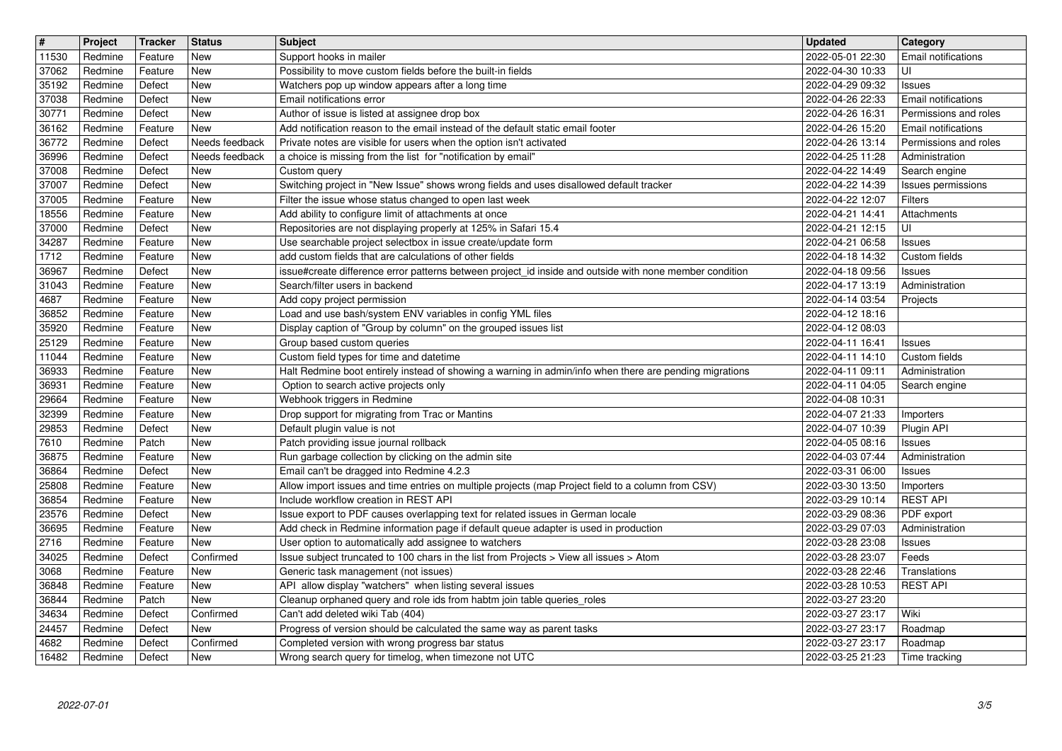| # | Project | Tracker | Status | Subject | Updated | Category |
|---|---|---|---|---|---|---|
| 11530 | Redmine | Feature | New | Support hooks in mailer | 2022-05-01 22:30 | Email notifications |
| 37062 | Redmine | Feature | New | Possibility to move custom fields before the built-in fields | 2022-04-30 10:33 | UI |
| 35192 | Redmine | Defect | New | Watchers pop up window appears after a long time | 2022-04-29 09:32 | Issues |
| 37038 | Redmine | Defect | New | Email notifications error | 2022-04-26 22:33 | Email notifications |
| 30771 | Redmine | Defect | New | Author of issue is listed at assignee drop box | 2022-04-26 16:31 | Permissions and roles |
| 36162 | Redmine | Feature | New | Add notification reason to the email instead of the default static email footer | 2022-04-26 15:20 | Email notifications |
| 36772 | Redmine | Defect | Needs feedback | Private notes are visible for users when the option isn't activated | 2022-04-26 13:14 | Permissions and roles |
| 36996 | Redmine | Defect | Needs feedback | a choice is missing from the list for "notification by email" | 2022-04-25 11:28 | Administration |
| 37008 | Redmine | Defect | New | Custom query | 2022-04-22 14:49 | Search engine |
| 37007 | Redmine | Defect | New | Switching project in "New Issue" shows wrong fields and uses disallowed default tracker | 2022-04-22 14:39 | Issues permissions |
| 37005 | Redmine | Feature | New | Filter the issue whose status changed to open last week | 2022-04-22 12:07 | Filters |
| 18556 | Redmine | Feature | New | Add ability to configure limit of attachments at once | 2022-04-21 14:41 | Attachments |
| 37000 | Redmine | Defect | New | Repositories are not displaying properly at 125% in Safari 15.4 | 2022-04-21 12:15 | UI |
| 34287 | Redmine | Feature | New | Use searchable project selectbox in issue create/update form | 2022-04-21 06:58 | Issues |
| 1712 | Redmine | Feature | New | add custom fields that are calculations of other fields | 2022-04-18 14:32 | Custom fields |
| 36967 | Redmine | Defect | New | issue#create difference error patterns between project_id inside and outside with none member condition | 2022-04-18 09:56 | Issues |
| 31043 | Redmine | Feature | New | Search/filter users in backend | 2022-04-17 13:19 | Administration |
| 4687 | Redmine | Feature | New | Add copy project permission | 2022-04-14 03:54 | Projects |
| 36852 | Redmine | Feature | New | Load and use bash/system ENV variables in config YML files | 2022-04-12 18:16 | |
| 35920 | Redmine | Feature | New | Display caption of "Group by column" on the grouped issues list | 2022-04-12 08:03 | |
| 25129 | Redmine | Feature | New | Group based custom queries | 2022-04-11 16:41 | Issues |
| 11044 | Redmine | Feature | New | Custom field types for time and datetime | 2022-04-11 14:10 | Custom fields |
| 36933 | Redmine | Feature | New | Halt Redmine boot entirely instead of showing a warning in admin/info when there are pending migrations | 2022-04-11 09:11 | Administration |
| 36931 | Redmine | Feature | New | Option to search active projects only | 2022-04-11 04:05 | Search engine |
| 29664 | Redmine | Feature | New | Webhook triggers in Redmine | 2022-04-08 10:31 | |
| 32399 | Redmine | Feature | New | Drop support for migrating from Trac or Mantins | 2022-04-07 21:33 | Importers |
| 29853 | Redmine | Defect | New | Default plugin value is not | 2022-04-07 10:39 | Plugin API |
| 7610 | Redmine | Patch | New | Patch providing issue journal rollback | 2022-04-05 08:16 | Issues |
| 36875 | Redmine | Feature | New | Run garbage collection by clicking on the admin site | 2022-04-03 07:44 | Administration |
| 36864 | Redmine | Defect | New | Email can't be dragged into Redmine 4.2.3 | 2022-03-31 06:00 | Issues |
| 25808 | Redmine | Feature | New | Allow import issues and time entries on multiple projects (map Project field to a column from CSV) | 2022-03-30 13:50 | Importers |
| 36854 | Redmine | Feature | New | Include workflow creation in REST API | 2022-03-29 10:14 | REST API |
| 23576 | Redmine | Defect | New | Issue export to PDF causes overlapping text for related issues in German locale | 2022-03-29 08:36 | PDF export |
| 36695 | Redmine | Feature | New | Add check in Redmine information page if default queue adapter is used in production | 2022-03-29 07:03 | Administration |
| 2716 | Redmine | Feature | New | User option to automatically add assignee to watchers | 2022-03-28 23:08 | Issues |
| 34025 | Redmine | Defect | Confirmed | Issue subject truncated to 100 chars in the list from Projects > View all issues > Atom | 2022-03-28 23:07 | Feeds |
| 3068 | Redmine | Feature | New | Generic task management (not issues) | 2022-03-28 22:46 | Translations |
| 36848 | Redmine | Feature | New | API allow display "watchers" when listing several issues | 2022-03-28 10:53 | REST API |
| 36844 | Redmine | Patch | New | Cleanup orphaned query and role ids from habtm join table queries_roles | 2022-03-27 23:20 | |
| 34634 | Redmine | Defect | Confirmed | Can't add deleted wiki Tab (404) | 2022-03-27 23:17 | Wiki |
| 24457 | Redmine | Defect | New | Progress of version should be calculated the same way as parent tasks | 2022-03-27 23:17 | Roadmap |
| 4682 | Redmine | Defect | Confirmed | Completed version with wrong progress bar status | 2022-03-27 23:17 | Roadmap |
| 16482 | Redmine | Defect | New | Wrong search query for timelog, when timezone not UTC | 2022-03-25 21:23 | Time tracking |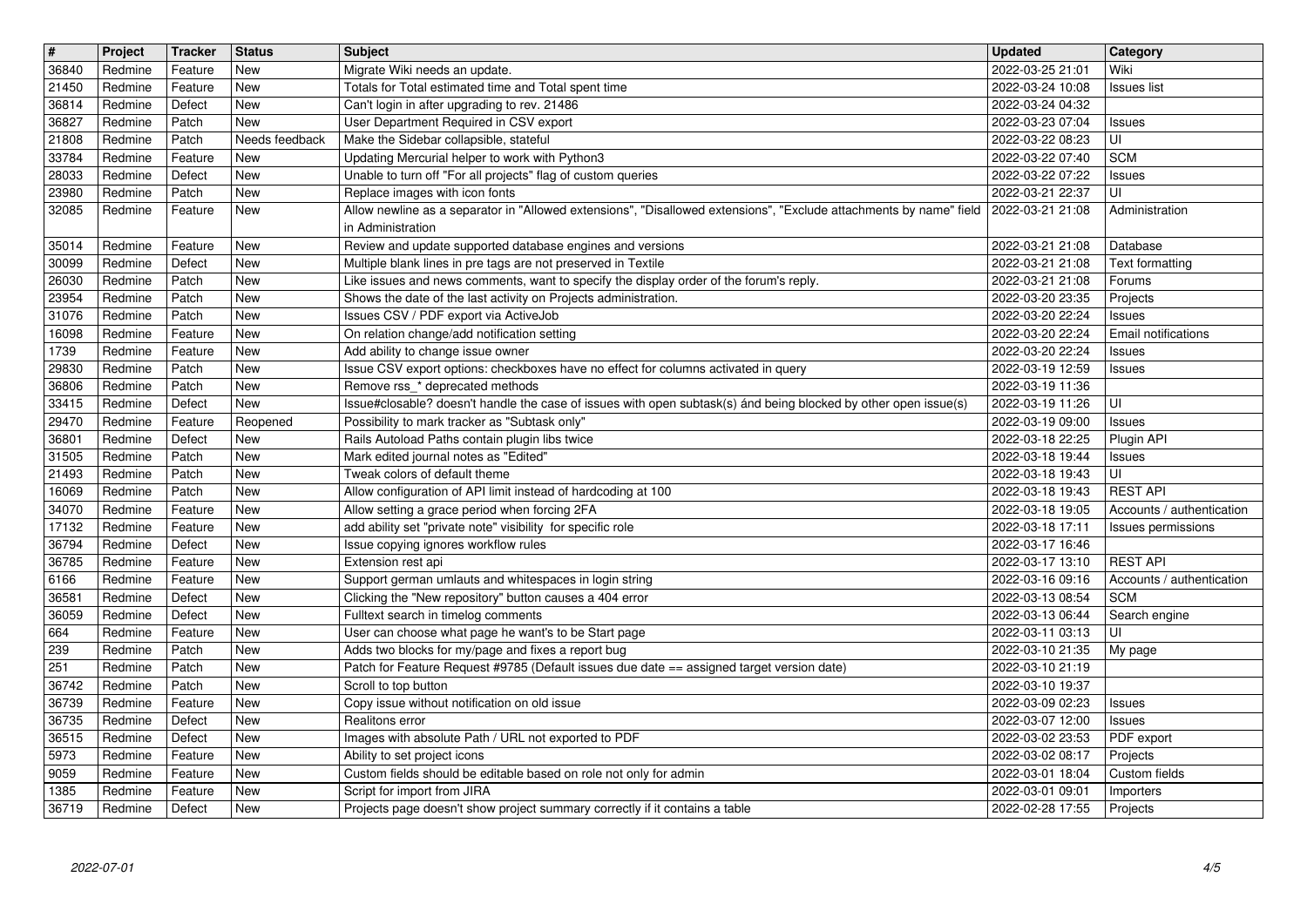| # | Project | Tracker | Status | Subject | Updated | Category |
|---|---|---|---|---|---|---|
| 36840 | Redmine | Feature | New | Migrate Wiki needs an update. | 2022-03-25 21:01 | Wiki |
| 21450 | Redmine | Feature | New | Totals for Total estimated time and Total spent time | 2022-03-24 10:08 | Issues list |
| 36814 | Redmine | Defect | New | Can't login in after upgrading to rev. 21486 | 2022-03-24 04:32 | |
| 36827 | Redmine | Patch | New | User Department Required in CSV export | 2022-03-23 07:04 | Issues |
| 21808 | Redmine | Patch | Needs feedback | Make the Sidebar collapsible, stateful | 2022-03-22 08:23 | UI |
| 33784 | Redmine | Feature | New | Updating Mercurial helper to work with Python3 | 2022-03-22 07:40 | SCM |
| 28033 | Redmine | Defect | New | Unable to turn off "For all projects" flag of custom queries | 2022-03-22 07:22 | Issues |
| 23980 | Redmine | Patch | New | Replace images with icon fonts | 2022-03-21 22:37 | UI |
| 32085 | Redmine | Feature | New | Allow newline as a separator in "Allowed extensions", "Disallowed extensions", "Exclude attachments by name" field in Administration | 2022-03-21 21:08 | Administration |
| 35014 | Redmine | Feature | New | Review and update supported database engines and versions | 2022-03-21 21:08 | Database |
| 30099 | Redmine | Defect | New | Multiple blank lines in pre tags are not preserved in Textile | 2022-03-21 21:08 | Text formatting |
| 26030 | Redmine | Patch | New | Like issues and news comments, want to specify the display order of the forum's reply. | 2022-03-21 21:08 | Forums |
| 23954 | Redmine | Patch | New | Shows the date of the last activity on Projects administration. | 2022-03-20 23:35 | Projects |
| 31076 | Redmine | Patch | New | Issues CSV / PDF export via ActiveJob | 2022-03-20 22:24 | Issues |
| 16098 | Redmine | Feature | New | On relation change/add notification setting | 2022-03-20 22:24 | Email notifications |
| 1739 | Redmine | Feature | New | Add ability to change issue owner | 2022-03-20 22:24 | Issues |
| 29830 | Redmine | Patch | New | Issue CSV export options: checkboxes have no effect for columns activated in query | 2022-03-19 12:59 | Issues |
| 36806 | Redmine | Patch | New | Remove rss_* deprecated methods | 2022-03-19 11:36 | |
| 33415 | Redmine | Defect | New | Issue#closable? doesn't handle the case of issues with open subtask(s) ánd being blocked by other open issue(s) | 2022-03-19 11:26 | UI |
| 29470 | Redmine | Feature | Reopened | Possibility to mark tracker as "Subtask only" | 2022-03-19 09:00 | Issues |
| 36801 | Redmine | Defect | New | Rails Autoload Paths contain plugin libs twice | 2022-03-18 22:25 | Plugin API |
| 31505 | Redmine | Patch | New | Mark edited journal notes as "Edited" | 2022-03-18 19:44 | Issues |
| 21493 | Redmine | Patch | New | Tweak colors of default theme | 2022-03-18 19:43 | UI |
| 16069 | Redmine | Patch | New | Allow configuration of API limit instead of hardcoding at 100 | 2022-03-18 19:43 | REST API |
| 34070 | Redmine | Feature | New | Allow setting a grace period when forcing 2FA | 2022-03-18 19:05 | Accounts / authentication |
| 17132 | Redmine | Feature | New | add ability set "private note" visibility for specific role | 2022-03-18 17:11 | Issues permissions |
| 36794 | Redmine | Defect | New | Issue copying ignores workflow rules | 2022-03-17 16:46 | |
| 36785 | Redmine | Feature | New | Extension rest api | 2022-03-17 13:10 | REST API |
| 6166 | Redmine | Feature | New | Support german umlauts and whitespaces in login string | 2022-03-16 09:16 | Accounts / authentication |
| 36581 | Redmine | Defect | New | Clicking the "New repository" button causes a 404 error | 2022-03-13 08:54 | SCM |
| 36059 | Redmine | Defect | New | Fulltext search in timelog comments | 2022-03-13 06:44 | Search engine |
| 664 | Redmine | Feature | New | User can choose what page he want's to be Start page | 2022-03-11 03:13 | UI |
| 239 | Redmine | Patch | New | Adds two blocks for my/page and fixes a report bug | 2022-03-10 21:35 | My page |
| 251 | Redmine | Patch | New | Patch for Feature Request #9785 (Default issues due date == assigned target version date) | 2022-03-10 21:19 | |
| 36742 | Redmine | Patch | New | Scroll to top button | 2022-03-10 19:37 | |
| 36739 | Redmine | Feature | New | Copy issue without notification on old issue | 2022-03-09 02:23 | Issues |
| 36735 | Redmine | Defect | New | Realitons error | 2022-03-07 12:00 | Issues |
| 36515 | Redmine | Defect | New | Images with absolute Path / URL not exported to PDF | 2022-03-02 23:53 | PDF export |
| 5973 | Redmine | Feature | New | Ability to set project icons | 2022-03-02 08:17 | Projects |
| 9059 | Redmine | Feature | New | Custom fields should be editable based on role not only for admin | 2022-03-01 18:04 | Custom fields |
| 1385 | Redmine | Feature | New | Script for import from JIRA | 2022-03-01 09:01 | Importers |
| 36719 | Redmine | Defect | New | Projects page doesn't show project summary correctly if it contains a table | 2022-02-28 17:55 | Projects |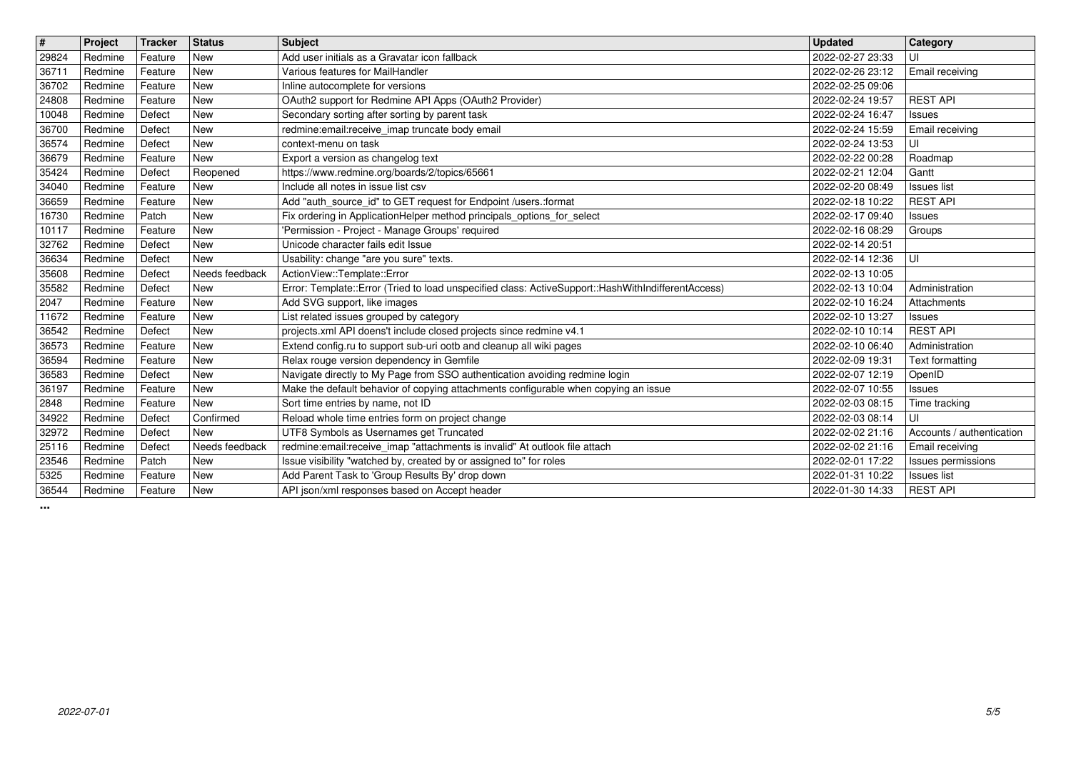| # | Project | Tracker | Status | Subject | Updated | Category |
| --- | --- | --- | --- | --- | --- | --- |
| 29824 | Redmine | Feature | New | Add user initials as a Gravatar icon fallback | 2022-02-27 23:33 | UI |
| 36711 | Redmine | Feature | New | Various features for MailHandler | 2022-02-26 23:12 | Email receiving |
| 36702 | Redmine | Feature | New | Inline autocomplete for versions | 2022-02-25 09:06 | |
| 24808 | Redmine | Feature | New | OAuth2 support for Redmine API Apps (OAuth2 Provider) | 2022-02-24 19:57 | REST API |
| 10048 | Redmine | Defect | New | Secondary sorting after sorting by parent task | 2022-02-24 16:47 | Issues |
| 36700 | Redmine | Defect | New | redmine:email:receive_imap truncate body email | 2022-02-24 15:59 | Email receiving |
| 36574 | Redmine | Defect | New | context-menu on task | 2022-02-24 13:53 | UI |
| 36679 | Redmine | Feature | New | Export a version as changelog text | 2022-02-22 00:28 | Roadmap |
| 35424 | Redmine | Defect | Reopened | https://www.redmine.org/boards/2/topics/65661 | 2022-02-21 12:04 | Gantt |
| 34040 | Redmine | Feature | New | Include all notes in issue list csv | 2022-02-20 08:49 | Issues list |
| 36659 | Redmine | Feature | New | Add "auth_source_id" to GET request for Endpoint /users.:format | 2022-02-18 10:22 | REST API |
| 16730 | Redmine | Patch | New | Fix ordering in ApplicationHelper method principals_options_for_select | 2022-02-17 09:40 | Issues |
| 10117 | Redmine | Feature | New | 'Permission - Project - Manage Groups' required | 2022-02-16 08:29 | Groups |
| 32762 | Redmine | Defect | New | Unicode character fails edit Issue | 2022-02-14 20:51 | |
| 36634 | Redmine | Defect | New | Usability: change "are you sure" texts. | 2022-02-14 12:36 | UI |
| 35608 | Redmine | Defect | Needs feedback | ActionView::Template::Error | 2022-02-13 10:05 | |
| 35582 | Redmine | Defect | New | Error: Template::Error (Tried to load unspecified class: ActiveSupport::HashWithIndifferentAccess) | 2022-02-13 10:04 | Administration |
| 2047 | Redmine | Feature | New | Add SVG support, like images | 2022-02-10 16:24 | Attachments |
| 11672 | Redmine | Feature | New | List related issues grouped by category | 2022-02-10 13:27 | Issues |
| 36542 | Redmine | Defect | New | projects.xml API doens't include closed projects since redmine v4.1 | 2022-02-10 10:14 | REST API |
| 36573 | Redmine | Feature | New | Extend config.ru to support sub-uri ootb and cleanup all wiki pages | 2022-02-10 06:40 | Administration |
| 36594 | Redmine | Feature | New | Relax rouge version dependency in Gemfile | 2022-02-09 19:31 | Text formatting |
| 36583 | Redmine | Defect | New | Navigate directly to My Page from SSO authentication avoiding redmine login | 2022-02-07 12:19 | OpenID |
| 36197 | Redmine | Feature | New | Make the default behavior of copying attachments configurable when copying an issue | 2022-02-07 10:55 | Issues |
| 2848 | Redmine | Feature | New | Sort time entries by name, not ID | 2022-02-03 08:15 | Time tracking |
| 34922 | Redmine | Defect | Confirmed | Reload whole time entries form on project change | 2022-02-03 08:14 | UI |
| 32972 | Redmine | Defect | New | UTF8 Symbols as Usernames get Truncated | 2022-02-02 21:16 | Accounts / authentication |
| 25116 | Redmine | Defect | Needs feedback | redmine:email:receive_imap "attachments is invalid" At outlook file attach | 2022-02-02 21:16 | Email receiving |
| 23546 | Redmine | Patch | New | Issue visibility "watched by, created by or assigned to" for roles | 2022-02-01 17:22 | Issues permissions |
| 5325 | Redmine | Feature | New | Add Parent Task to 'Group Results By' drop down | 2022-01-31 10:22 | Issues list |
| 36544 | Redmine | Feature | New | API json/xml responses based on Accept header | 2022-01-30 14:33 | REST API |

...